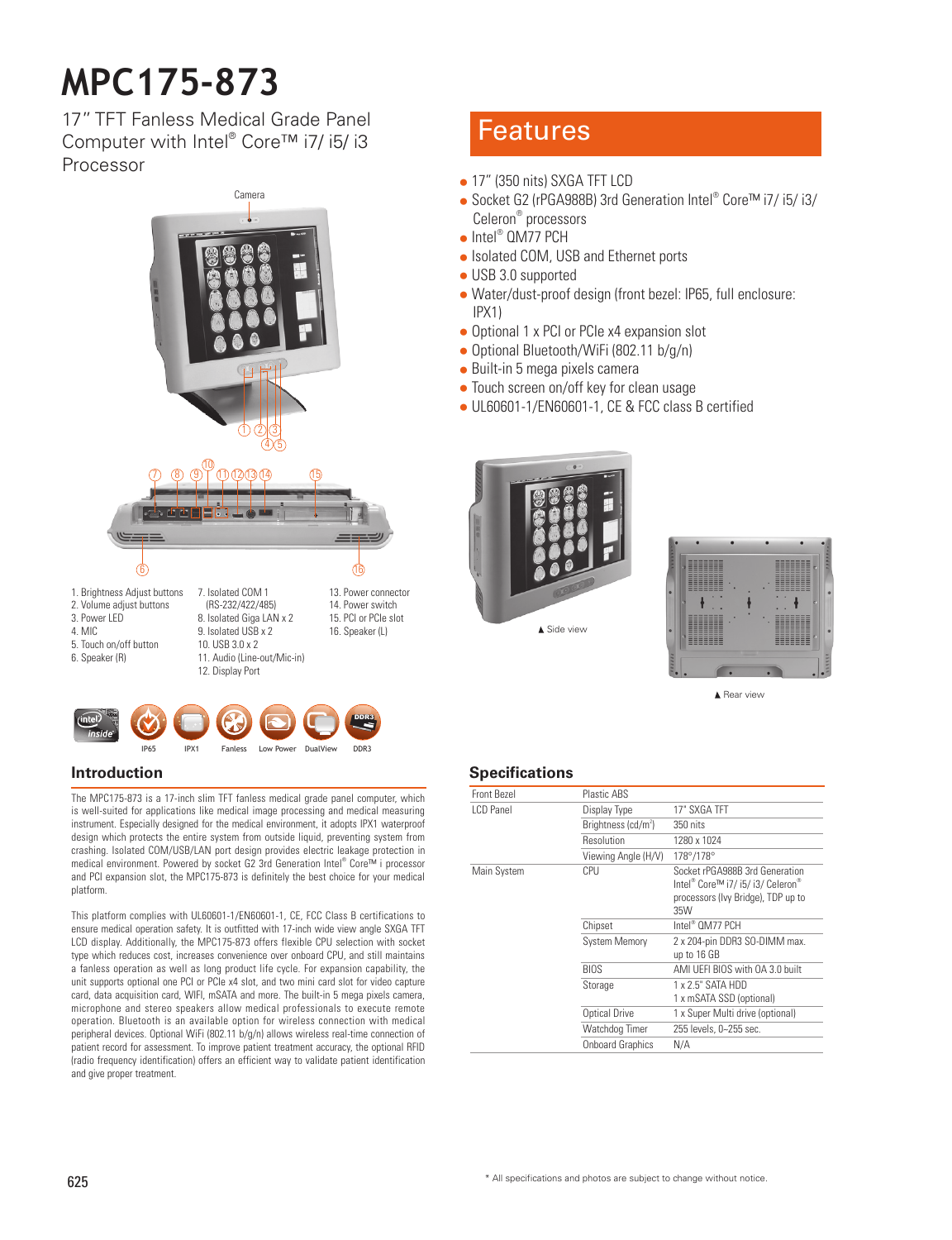／# MPC175-873

17" TFT Fanless Medical Grade Panel Computer with Intel® Core™ i7/ i5/ i3 Processor

Camera

1. Brightness Adjust buttons
2. Volume adjust buttons
3. Power LED
4. MIC
5. Touch on/off button
6. Speaker (R)
7. Isolated COM 1 (RS-232/422/485)
8. Isolated Giga LAN x 2
9. Isolated USB x 2
10. USB 3.0 x 2
11. Audio (Line-out/Mic-in)
12. Display Port
13. Power connector
14. Power switch
15. PCI or PCIe slot
16. Speaker (L)

IP65 IPX1 Fanless Low Power DualView DDR3

## Features

- 17" (350 nits) SXGA TFT LCD
- Socket G2 (rPGA988B) 3rd Generation Intel® Core™ i7/ i5/ i3/ Celeron® processors
- Intel® QM77 PCH
- Isolated COM, USB and Ethernet ports
- USB 3.0 supported
- Water/dust-proof design (front bezel: IP65, full enclosure: IPX1)
- Optional 1 x PCI or PCIe x4 expansion slot
- Optional Bluetooth/WiFi (802.11 b/g/n)
- Built-in 5 mega pixels camera
- Touch screen on/off key for clean usage
- UL60601-1/EN60601-1, CE & FCC class B certified

▲ Side view

▲ Rear view

## Introduction

The MPC175-873 is a 17-inch slim TFT fanless medical grade panel computer, which is well-suited for applications like medical image processing and medical measuring instrument. Especially designed for the medical environment, it adopts IPX1 waterproof design which protects the entire system from outside liquid, preventing system from crashing. Isolated COM/USB/LAN port design provides electric leakage protection in medical environment. Powered by socket G2 3rd Generation Intel® Core™ i processor and PCI expansion slot, the MPC175-873 is definitely the best choice for your medical platform.

This platform complies with UL60601-1/EN60601-1, CE, FCC Class B certifications to ensure medical operation safety. It is outfitted with 17-inch wide view angle SXGA TFT LCD display. Additionally, the MPC175-873 offers flexible CPU selection with socket type which reduces cost, increases convenience over onboard CPU, and still maintains a fanless operation as well as long product life cycle. For expansion capability, the unit supports optional one PCI or PCIe x4 slot, and two mini card slot for video capture card, data acquisition card, WIFI, mSATA and more. The built-in 5 mega pixels camera, microphone and stereo speakers allow medical professionals to execute remote operation. Bluetooth is an available option for wireless connection with medical peripheral devices. Optional WiFi (802.11 b/g/n) allows wireless real-time connection of patient record for assessment. To improve patient treatment accuracy, the optional RFID (radio frequency identification) offers an efficient way to validate patient identification and give proper treatment.

## Specifications

| | | |
|---|---|---|
| Front Bezel | Plastic ABS | |
| LCD Panel | Display Type | 17" SXGA TFT |
| | Brightness (cd/m²) | 350 nits |
| | Resolution | 1280 x 1024 |
| | Viewing Angle (H/V) | 178°/178° |
| Main System | CPU | Socket rPGA988B 3rd Generation Intel® Core™ i7/ i5/ i3/ Celeron® processors (Ivy Bridge), TDP up to 35W |
| | Chipset | Intel® QM77 PCH |
| | System Memory | 2 x 204-pin DDR3 SO-DIMM max. up to 16 GB |
| | BIOS | AMI UEFI BIOS with OA 3.0 built |
| | Storage | 1 x 2.5" SATA HDD<br>1 x mSATA SSD (optional) |
| | Optical Drive | 1 x Super Multi drive (optional) |
| | Watchdog Timer | 255 levels, 0~255 sec. |
| | Onboard Graphics | N/A |

\* All specifications and photos are subject to change without notice.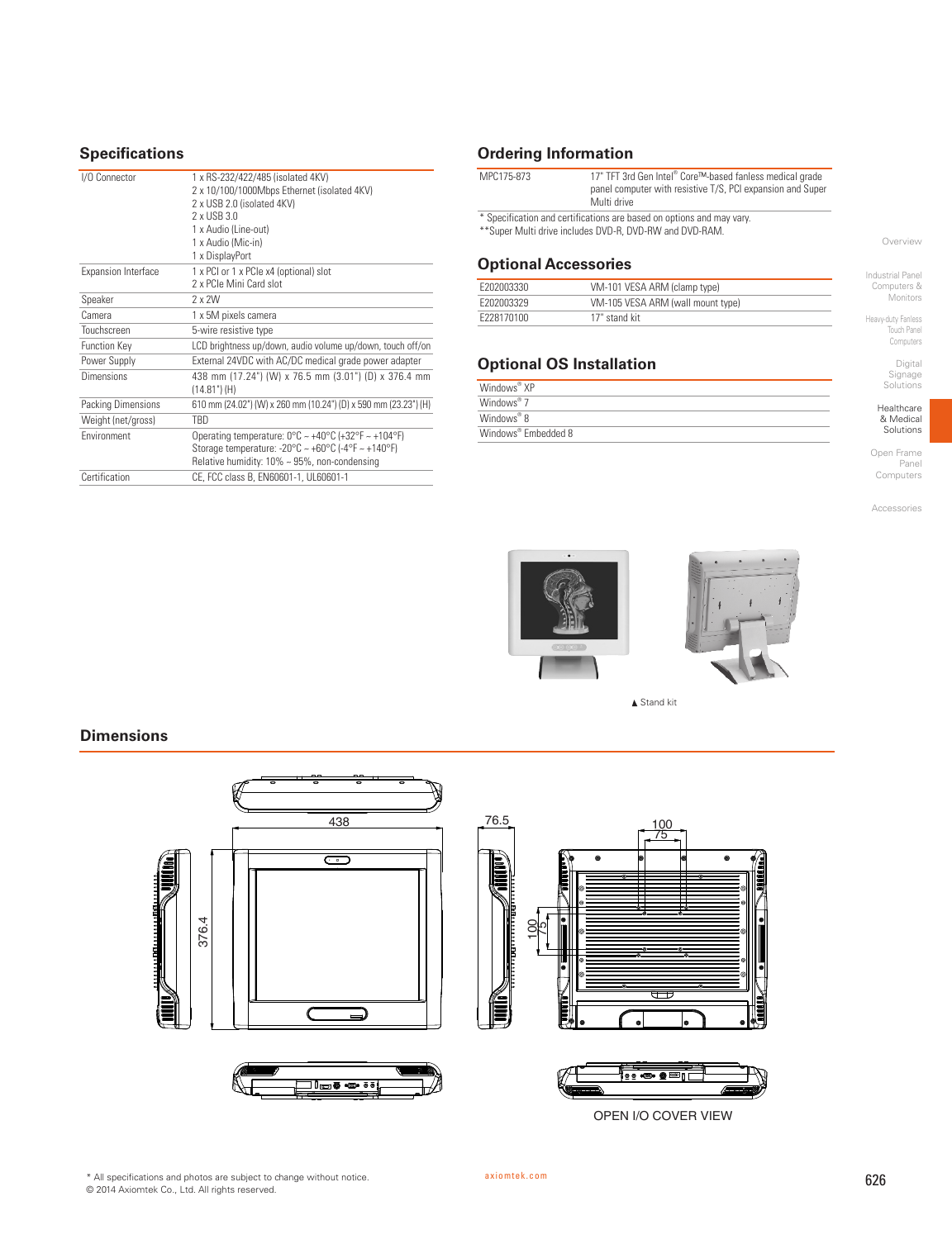## Specifications

| | |
|---|---|
| I/O Connector | 1 x RS-232/422/485 (isolated 4KV)<br>2 x 10/100/1000Mbps Ethernet (isolated 4KV)<br>2 x USB 2.0 (isolated 4KV)<br>2 x USB 3.0<br>1 x Audio (Line-out)<br>1 x Audio (Mic-in)<br>1 x DisplayPort |
| Expansion Interface | 1 x PCI or 1 x PCIe x4 (optional) slot<br>2 x PCIe Mini Card slot |
| Speaker | 2 x 2W |
| Camera | 1 x 5M pixels camera |
| Touchscreen | 5-wire resistive type |
| Function Key | LCD brightness up/down, audio volume up/down, touch off/on |
| Power Supply | External 24VDC with AC/DC medical grade power adapter |
| Dimensions | 438 mm (17.24") (W) x 76.5 mm (3.01") (D) x 376.4 mm (14.81") (H) |
| Packing Dimensions | 610 mm (24.02") (W) x 260 mm (10.24") (D) x 590 mm (23.23") (H) |
| Weight (net/gross) | TBD |
| Environment | Operating temperature: 0°C ~ +40°C (+32°F ~ +104°F)<br>Storage temperature: -20°C ~ +60°C (-4°F ~ +140°F)<br>Relative humidity: 10% ~ 95%, non-condensing |
| Certification | CE, FCC class B, EN60601-1, UL60601-1 |

## Ordering Information

| | |
|---|---|
| MPC175-873 | 17" TFT 3rd Gen Intel® Core™-based fanless medical grade panel computer with resistive T/S, PCI expansion and Super Multi drive |

* Specification and certifications are based on options and may vary.
**Super Multi drive includes DVD-R, DVD-RW and DVD-RAM.

## Optional Accessories

| | |
|---|---|
| E202003330 | VM-101 VESA ARM (clamp type) |
| E202003329 | VM-105 VESA ARM (wall mount type) |
| E228170100 | 17" stand kit |

## Optional OS Installation

| |
|---|
| Windows® XP |
| Windows® 7 |
| Windows® 8 |
| Windows® Embedded 8 |

▲ Stand kit

## Dimensions

438
376.4
76.5
100
75
100
75

OPEN I/O COVER VIEW

* All specifications and photos are subject to change without notice.
© 2014 Axiomtek Co., Ltd. All rights reserved.

axiomtek.com